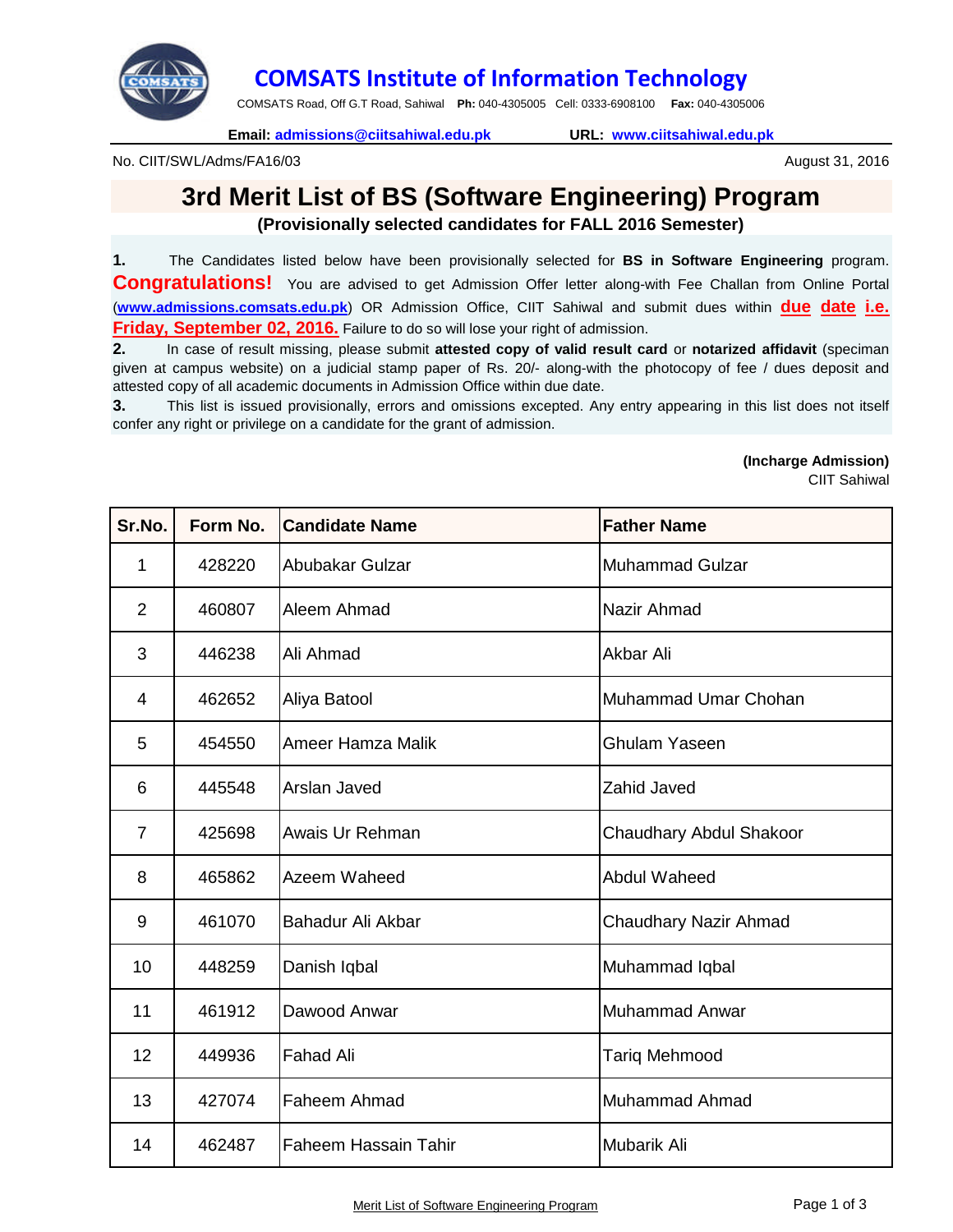# COMSATS Institute of Information Technology

COMSATS Road, Off G.T Road, Sahiwal **Ph:** 040-4305005 Cell: 0333-6908100 **Fax:** 040-4305006

**Email:** admissions@ciitsahiwal.edu.pk **URL:** www.ciitsahiwal.edu.pk

No. CIIT/SWL/Adms/FA16/03

August 31, 2016

## 3rd Merit List of BS (Software Engineering) Program

**(Provisionally selected candidates for FALL 2016 Semester)**

**1.** The Candidates listed below have been provisionally selected for **BS in Software Engineering** program. **Congratulations!** You are advised to get Admission Offer letter along-with Fee Challan from Online Portal (**www.admissions.comsats.edu.pk**) OR Admission Office, CIIT Sahiwal and submit dues within **due date i.e. Friday, September 02, 2016.** Failure to do so will lose your right of admission.

**2.** In case of result missing, please submit **attested copy of valid result card** or **notarized affidavit** (speciman given at campus website) on a judicial stamp paper of Rs. 20/- along-with the photocopy of fee / dues deposit and attested copy of all academic documents in Admission Office within due date.

**3.** This list is issued provisionally, errors and omissions excepted. Any entry appearing in this list does not itself confer any right or privilege on a candidate for the grant of admission.

**(Incharge Admission)**
CIIT Sahiwal

| Sr.No. | Form No. | Candidate Name | Father Name |
|---|---|---|---|
| 1 | 428220 | Abubakar Gulzar | Muhammad Gulzar |
| 2 | 460807 | Aleem Ahmad | Nazir Ahmad |
| 3 | 446238 | Ali Ahmad | Akbar Ali |
| 4 | 462652 | Aliya Batool | Muhammad Umar Chohan |
| 5 | 454550 | Ameer Hamza Malik | Ghulam Yaseen |
| 6 | 445548 | Arslan Javed | Zahid Javed |
| 7 | 425698 | Awais Ur Rehman | Chaudhary Abdul Shakoor |
| 8 | 465862 | Azeem Waheed | Abdul Waheed |
| 9 | 461070 | Bahadur Ali Akbar | Chaudhary Nazir Ahmad |
| 10 | 448259 | Danish Iqbal | Muhammad Iqbal |
| 11 | 461912 | Dawood Anwar | Muhammad Anwar |
| 12 | 449936 | Fahad Ali | Tariq Mehmood |
| 13 | 427074 | Faheem Ahmad | Muhammad Ahmad |
| 14 | 462487 | Faheem Hassain Tahir | Mubarik Ali |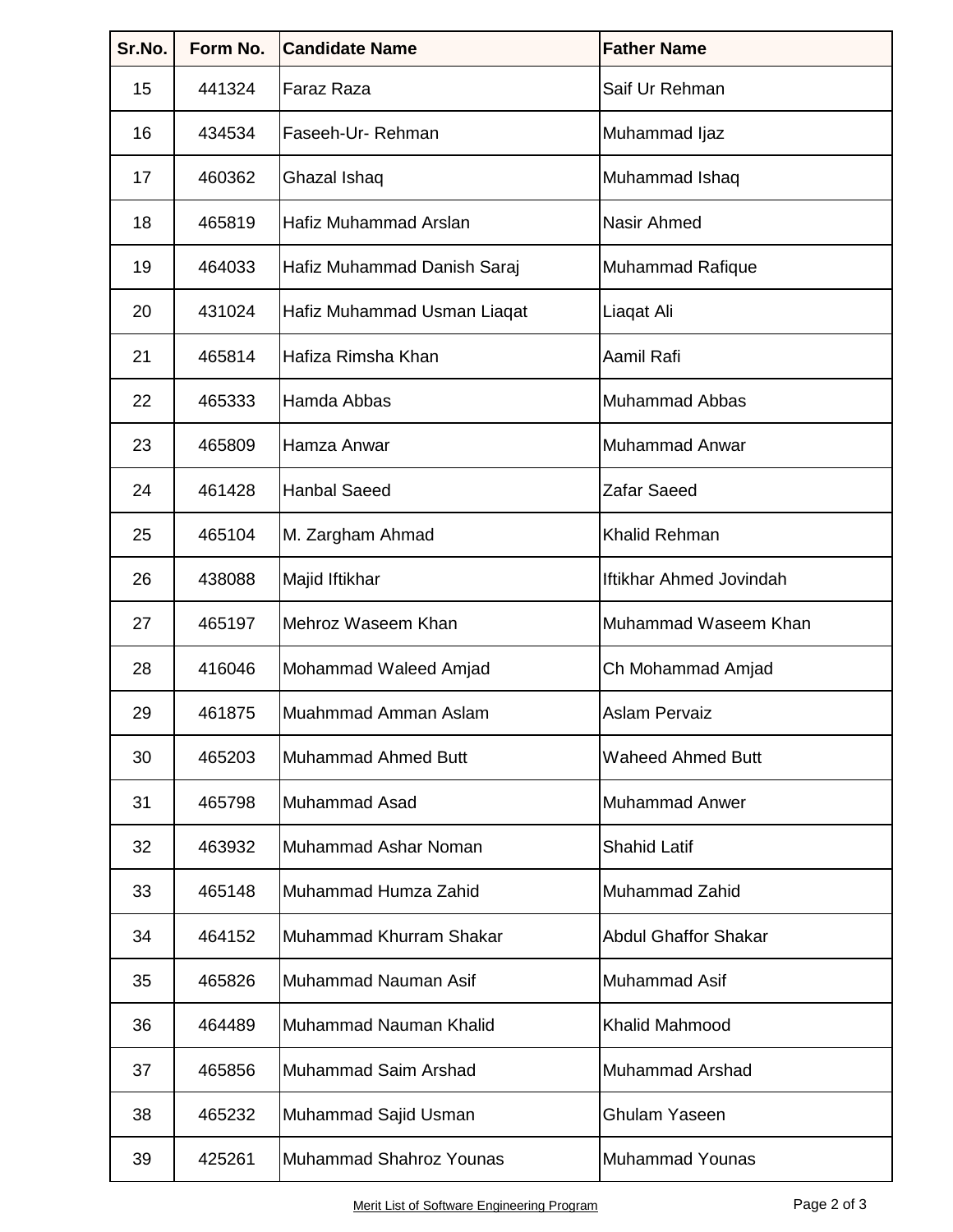| Sr.No. | Form No. | Candidate Name | Father Name |
|---|---|---|---|
| 15 | 441324 | Faraz Raza | Saif Ur Rehman |
| 16 | 434534 | Faseeh-Ur- Rehman | Muhammad Ijaz |
| 17 | 460362 | Ghazal Ishaq | Muhammad Ishaq |
| 18 | 465819 | Hafiz Muhammad Arslan | Nasir Ahmed |
| 19 | 464033 | Hafiz Muhammad Danish Saraj | Muhammad Rafique |
| 20 | 431024 | Hafiz Muhammad Usman Liaqat | Liaqat Ali |
| 21 | 465814 | Hafiza Rimsha Khan | Aamil Rafi |
| 22 | 465333 | Hamda Abbas | Muhammad Abbas |
| 23 | 465809 | Hamza Anwar | Muhammad Anwar |
| 24 | 461428 | Hanbal Saeed | Zafar Saeed |
| 25 | 465104 | M. Zargham Ahmad | Khalid Rehman |
| 26 | 438088 | Majid Iftikhar | Iftikhar Ahmed Jovindah |
| 27 | 465197 | Mehroz Waseem Khan | Muhammad Waseem Khan |
| 28 | 416046 | Mohammad Waleed Amjad | Ch Mohammad Amjad |
| 29 | 461875 | Muahmmad Amman Aslam | Aslam Pervaiz |
| 30 | 465203 | Muhammad Ahmed Butt | Waheed Ahmed Butt |
| 31 | 465798 | Muhammad Asad | Muhammad Anwer |
| 32 | 463932 | Muhammad Ashar Noman | Shahid Latif |
| 33 | 465148 | Muhammad Humza Zahid | Muhammad Zahid |
| 34 | 464152 | Muhammad Khurram Shakar | Abdul Ghaffor Shakar |
| 35 | 465826 | Muhammad Nauman Asif | Muhammad Asif |
| 36 | 464489 | Muhammad Nauman Khalid | Khalid Mahmood |
| 37 | 465856 | Muhammad Saim Arshad | Muhammad Arshad |
| 38 | 465232 | Muhammad Sajid Usman | Ghulam Yaseen |
| 39 | 425261 | Muhammad Shahroz Younas | Muhammad Younas |

Merit List of Software Engineering Program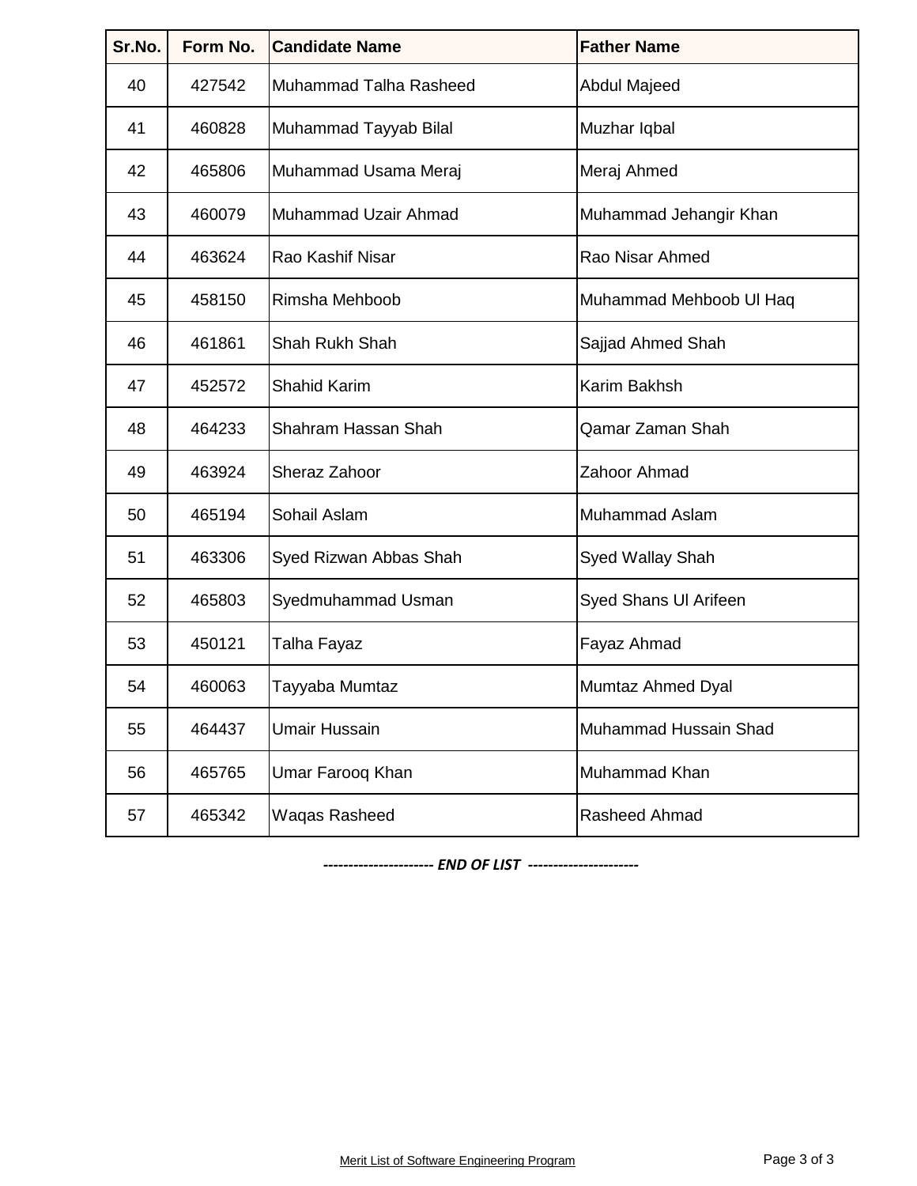| Sr.No. | Form No. | Candidate Name | Father Name |
|---|---|---|---|
| 40 | 427542 | Muhammad Talha Rasheed | Abdul Majeed |
| 41 | 460828 | Muhammad Tayyab Bilal | Muzhar Iqbal |
| 42 | 465806 | Muhammad Usama Meraj | Meraj Ahmed |
| 43 | 460079 | Muhammad Uzair Ahmad | Muhammad Jehangir Khan |
| 44 | 463624 | Rao Kashif Nisar | Rao Nisar Ahmed |
| 45 | 458150 | Rimsha Mehboob | Muhammad Mehboob Ul Haq |
| 46 | 461861 | Shah Rukh Shah | Sajjad Ahmed Shah |
| 47 | 452572 | Shahid Karim | Karim Bakhsh |
| 48 | 464233 | Shahram Hassan Shah | Qamar Zaman Shah |
| 49 | 463924 | Sheraz Zahoor | Zahoor Ahmad |
| 50 | 465194 | Sohail Aslam | Muhammad Aslam |
| 51 | 463306 | Syed Rizwan Abbas Shah | Syed Wallay Shah |
| 52 | 465803 | Syedmuhammad Usman | Syed Shans Ul Arifeen |
| 53 | 450121 | Talha Fayaz | Fayaz Ahmad |
| 54 | 460063 | Tayyaba Mumtaz | Mumtaz Ahmed Dyal |
| 55 | 464437 | Umair Hussain | Muhammad Hussain Shad |
| 56 | 465765 | Umar Farooq Khan | Muhammad Khan |
| 57 | 465342 | Waqas Rasheed | Rasheed Ahmad |

***---------------------- END OF LIST ----------------------***